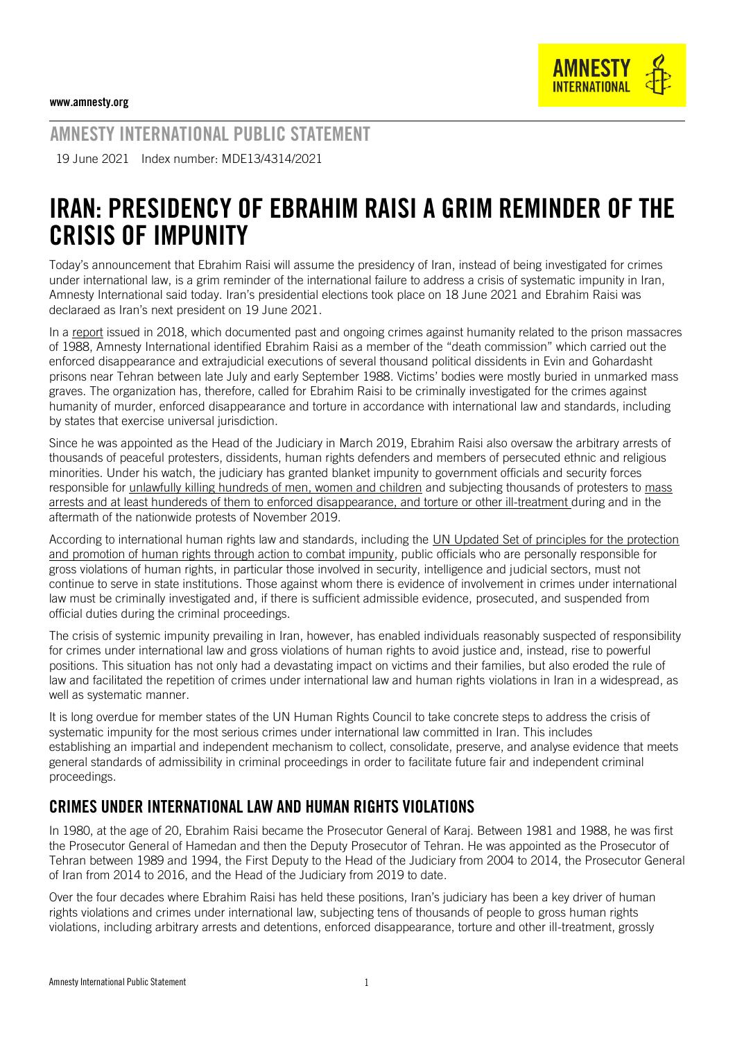www.amnesty.org

AMNESTY INTERNATIONAL

## AMNESTY INTERNATIONAL PUBLIC STATEMENT

19 June 2021 Index number: MDE13/4314/2021

# IRAN: PRESIDENCY OF EBRAHIM RAISI A GRIM REMINDER OF THE CRISIS OF IMPUNITY

Today's announcement that Ebrahim Raisi will assume the presidency of Iran, instead of being investigated for crimes under international law, is a grim reminder of the international failure to address a crisis of systematic impunity in Iran, Amnesty International said today. Iran's presidential elections took place on 18 June 2021 and Ebrahim Raisi was declaraed as Iran's next president on 19 June 2021.

In a report issued in 2018, which documented past and ongoing crimes against humanity related to the prison massacres of 1988, Amnesty International identified Ebrahim Raisi as a member of the "death commission" which carried out the enforced disappearance and extrajudicial executions of several thousand political dissidents in Evin and Gohardasht prisons near Tehran between late July and early September 1988. Victims' bodies were mostly buried in unmarked mass graves. The organization has, therefore, called for Ebrahim Raisi to be criminally investigated for the crimes against humanity of murder, enforced disappearance and torture in accordance with international law and standards, including by states that exercise universal jurisdiction.

Since he was appointed as the Head of the Judiciary in March 2019, Ebrahim Raisi also oversaw the arbitrary arrests of thousands of peaceful protesters, dissidents, human rights defenders and members of persecuted ethnic and religious minorities. Under his watch, the judiciary has granted blanket impunity to government officials and security forces responsible for unlawfully killing hundreds of men, women and children and subjecting thousands of protesters to mass arrests and at least hundereds of them to enforced disappearance, and torture or other ill-treatment during and in the aftermath of the nationwide protests of November 2019.

According to international human rights law and standards, including the UN Updated Set of principles for the protection and promotion of human rights through action to combat impunity, public officials who are personally responsible for gross violations of human rights, in particular those involved in security, intelligence and judicial sectors, must not continue to serve in state institutions. Those against whom there is evidence of involvement in crimes under international law must be criminally investigated and, if there is sufficient admissible evidence, prosecuted, and suspended from official duties during the criminal proceedings.

The crisis of systemic impunity prevailing in Iran, however, has enabled individuals reasonably suspected of responsibility for crimes under international law and gross violations of human rights to avoid justice and, instead, rise to powerful positions. This situation has not only had a devastating impact on victims and their families, but also eroded the rule of law and facilitated the repetition of crimes under international law and human rights violations in Iran in a widespread, as well as systematic manner.

It is long overdue for member states of the UN Human Rights Council to take concrete steps to address the crisis of systematic impunity for the most serious crimes under international law committed in Iran. This includes establishing an impartial and independent mechanism to collect, consolidate, preserve, and analyse evidence that meets general standards of admissibility in criminal proceedings in order to facilitate future fair and independent criminal proceedings.

## CRIMES UNDER INTERNATIONAL LAW AND HUMAN RIGHTS VIOLATIONS

In 1980, at the age of 20, Ebrahim Raisi became the Prosecutor General of Karaj. Between 1981 and 1988, he was first the Prosecutor General of Hamedan and then the Deputy Prosecutor of Tehran. He was appointed as the Prosecutor of Tehran between 1989 and 1994, the First Deputy to the Head of the Judiciary from 2004 to 2014, the Prosecutor General of Iran from 2014 to 2016, and the Head of the Judiciary from 2019 to date.

Over the four decades where Ebrahim Raisi has held these positions, Iran's judiciary has been a key driver of human rights violations and crimes under international law, subjecting tens of thousands of people to gross human rights violations, including arbitrary arrests and detentions, enforced disappearance, torture and other ill-treatment, grossly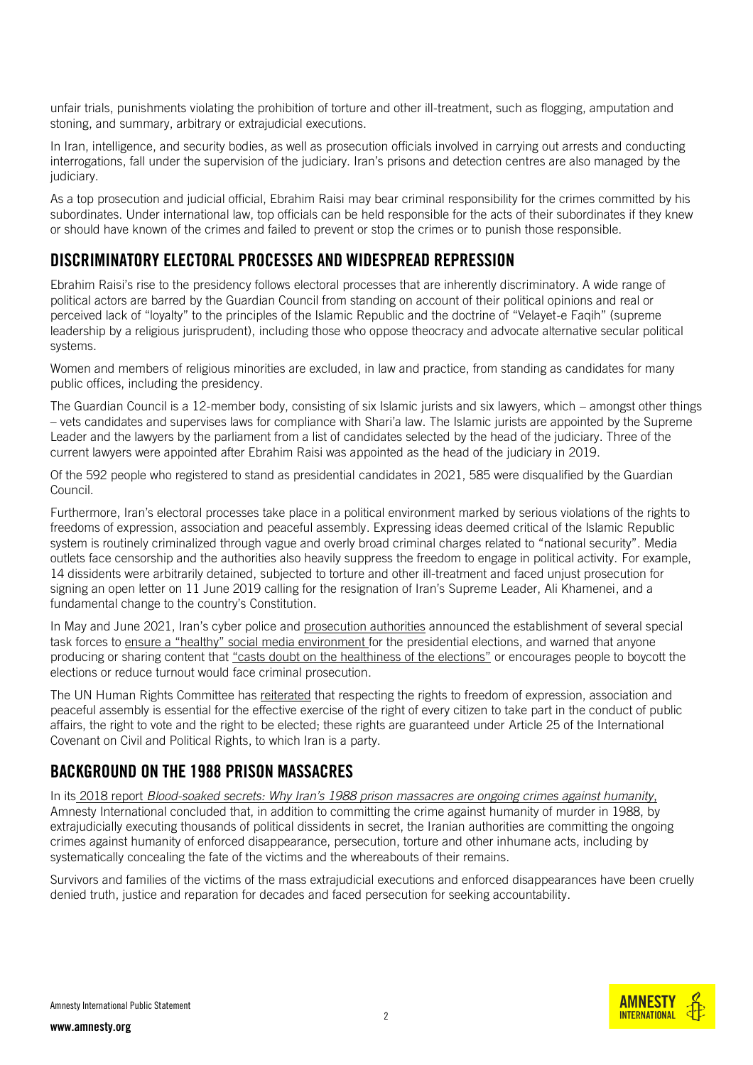unfair trials, punishments violating the prohibition of torture and other ill-treatment, such as flogging, amputation and stoning, and summary, arbitrary or extrajudicial executions.

In Iran, intelligence, and security bodies, as well as prosecution officials involved in carrying out arrests and conducting interrogations, fall under the supervision of the judiciary. Iran's prisons and detection centres are also managed by the judiciary.

As a top prosecution and judicial official, Ebrahim Raisi may bear criminal responsibility for the crimes committed by his subordinates. Under international law, top officials can be held responsible for the acts of their subordinates if they knew or should have known of the crimes and failed to prevent or stop the crimes or to punish those responsible.

## DISCRIMINATORY ELECTORAL PROCESSES AND WIDESPREAD REPRESSION

Ebrahim Raisi's rise to the presidency follows electoral processes that are inherently discriminatory. A wide range of political actors are barred by the Guardian Council from standing on account of their political opinions and real or perceived lack of "loyalty" to the principles of the Islamic Republic and the doctrine of "Velayet-e Faqih" (supreme leadership by a religious jurisprudent), including those who oppose theocracy and advocate alternative secular political systems.

Women and members of religious minorities are excluded, in law and practice, from standing as candidates for many public offices, including the presidency.

The Guardian Council is a 12-member body, consisting of six Islamic jurists and six lawyers, which – amongst other things – vets candidates and supervises laws for compliance with Shari'a law. The Islamic jurists are appointed by the Supreme Leader and the lawyers by the parliament from a list of candidates selected by the head of the judiciary. Three of the current lawyers were appointed after Ebrahim Raisi was appointed as the head of the judiciary in 2019.

Of the 592 people who registered to stand as presidential candidates in 2021, 585 were disqualified by the Guardian Council.

Furthermore, Iran's electoral processes take place in a political environment marked by serious violations of the rights to freedoms of expression, association and peaceful assembly. Expressing ideas deemed critical of the Islamic Republic system is routinely criminalized through vague and overly broad criminal charges related to "national security". Media outlets face censorship and the authorities also heavily suppress the freedom to engage in political activity. For example, 14 dissidents were arbitrarily detained, subjected to torture and other ill-treatment and faced unjust prosecution for signing an open letter on 11 June 2019 calling for the resignation of Iran's Supreme Leader, Ali Khamenei, and a fundamental change to the country's Constitution.

In May and June 2021, Iran's cyber police and prosecution authorities announced the establishment of several special task forces to ensure a "healthy" social media environment for the presidential elections, and warned that anyone producing or sharing content that "casts doubt on the healthiness of the elections" or encourages people to boycott the elections or reduce turnout would face criminal prosecution.

The UN Human Rights Committee has reiterated that respecting the rights to freedom of expression, association and peaceful assembly is essential for the effective exercise of the right of every citizen to take part in the conduct of public affairs, the right to vote and the right to be elected; these rights are guaranteed under Article 25 of the International Covenant on Civil and Political Rights, to which Iran is a party.

## BACKGROUND ON THE 1988 PRISON MASSACRES

In its 2018 report *Blood-soaked secrets: Why Iran's 1988 prison massacres are ongoing crimes against humanity*, Amnesty International concluded that, in addition to committing the crime against humanity of murder in 1988, by extrajudicially executing thousands of political dissidents in secret, the Iranian authorities are committing the ongoing crimes against humanity of enforced disappearance, persecution, torture and other inhumane acts, including by systematically concealing the fate of the victims and the whereabouts of their remains.

Survivors and families of the victims of the mass extrajudicial executions and enforced disappearances have been cruelly denied truth, justice and reparation for decades and faced persecution for seeking accountability.